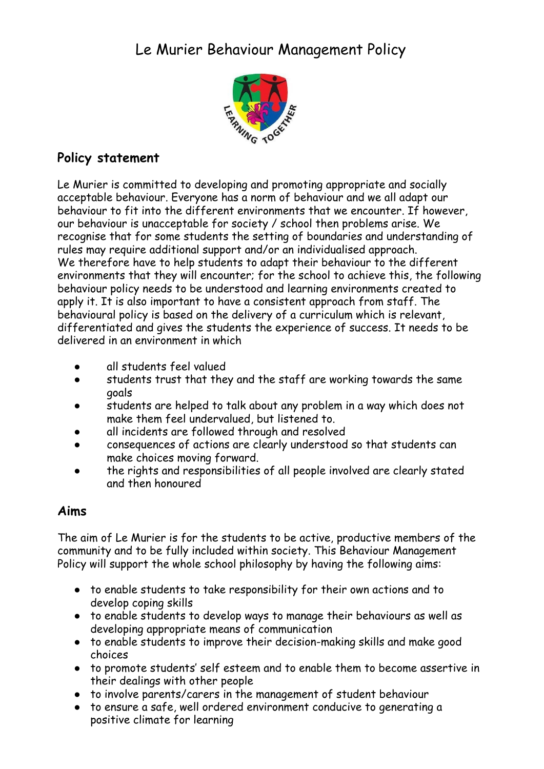# Le Murier Behaviour Management Policy

## Policy statement

Le Murier is committed to developing and promoting appropriate and socially acceptable behaviour. Everyone has a norm of behaviour and we all adapt our behaviour to fit into the different environments that we encounter. If however, our behaviour is unacceptable for society / school then problems arise. We recognise that for some students the setting of boundaries and understanding of rules may require additional support and/or an individualised approach.
We therefore have to help students to adapt their behaviour to the different environments that they will encounter; for the school to achieve this, the following behaviour policy needs to be understood and learning environments created to apply it. It is also important to have a consistent approach from staff. The behavioural policy is based on the delivery of a curriculum which is relevant, differentiated and gives the students the experience of success. It needs to be delivered in an environment in which

- all students feel valued
- students trust that they and the staff are working towards the same goals
- students are helped to talk about any problem in a way which does not make them feel undervalued, but listened to.
- all incidents are followed through and resolved
- consequences of actions are clearly understood so that students can make choices moving forward.
- the rights and responsibilities of all people involved are clearly stated and then honoured

## Aims

The aim of Le Murier is for the students to be active, productive members of the community and to be fully included within society. This Behaviour Management Policy will support the whole school philosophy by having the following aims:

- to enable students to take responsibility for their own actions and to develop coping skills
- to enable students to develop ways to manage their behaviours as well as developing appropriate means of communication
- to enable students to improve their decision-making skills and make good choices
- to promote students' self esteem and to enable them to become assertive in their dealings with other people
- to involve parents/carers in the management of student behaviour
- to ensure a safe, well ordered environment conducive to generating a positive climate for learning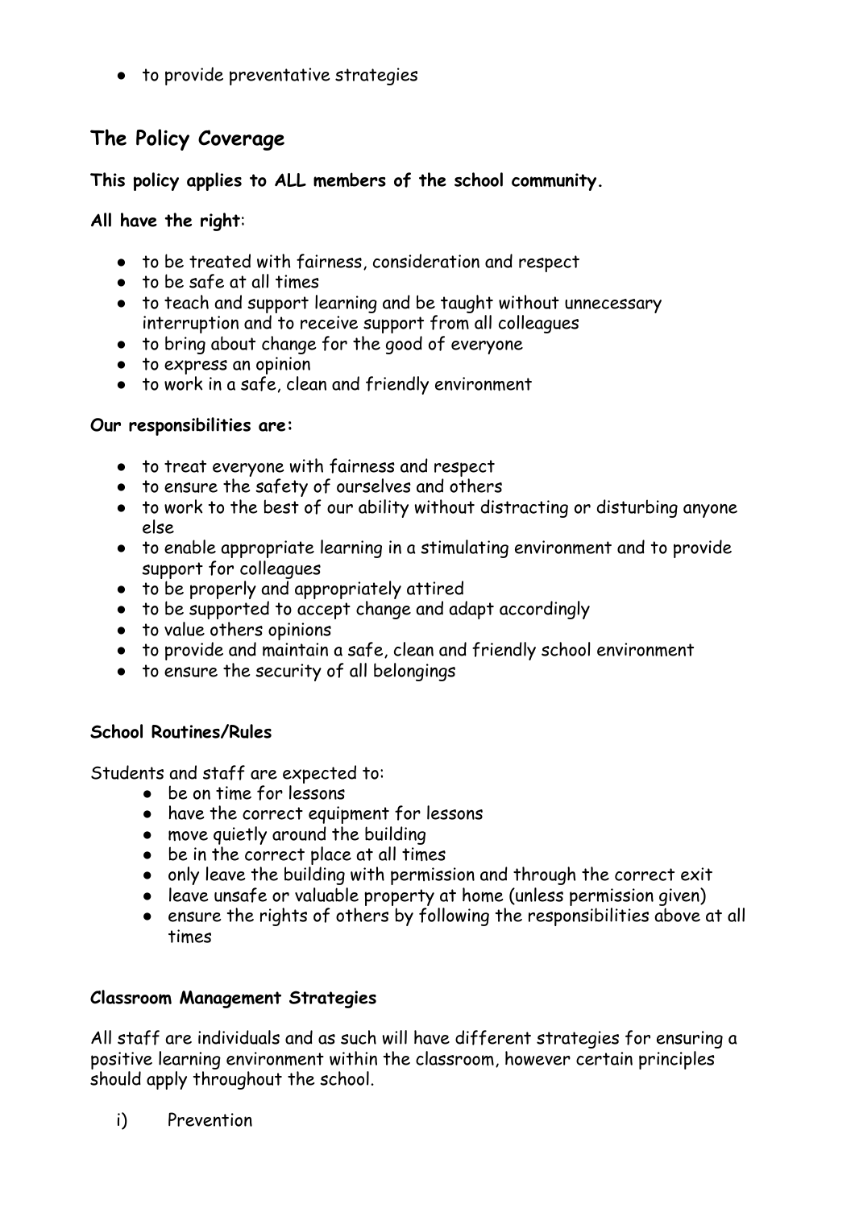- to provide preventative strategies

## The Policy Coverage

**This policy applies to ALL members of the school community.**

**All have the right**:

- to be treated with fairness, consideration and respect
- to be safe at all times
- to teach and support learning and be taught without unnecessary interruption and to receive support from all colleagues
- to bring about change for the good of everyone
- to express an opinion
- to work in a safe, clean and friendly environment

**Our responsibilities are:**

- to treat everyone with fairness and respect
- to ensure the safety of ourselves and others
- to work to the best of our ability without distracting or disturbing anyone else
- to enable appropriate learning in a stimulating environment and to provide support for colleagues
- to be properly and appropriately attired
- to be supported to accept change and adapt accordingly
- to value others opinions
- to provide and maintain a safe, clean and friendly school environment
- to ensure the security of all belongings

**School Routines/Rules**

Students and staff are expected to:

- be on time for lessons
- have the correct equipment for lessons
- move quietly around the building
- be in the correct place at all times
- only leave the building with permission and through the correct exit
- leave unsafe or valuable property at home (unless permission given)
- ensure the rights of others by following the responsibilities above at all times

**Classroom Management Strategies**

All staff are individuals and as such will have different strategies for ensuring a positive learning environment within the classroom, however certain principles should apply throughout the school.

i) Prevention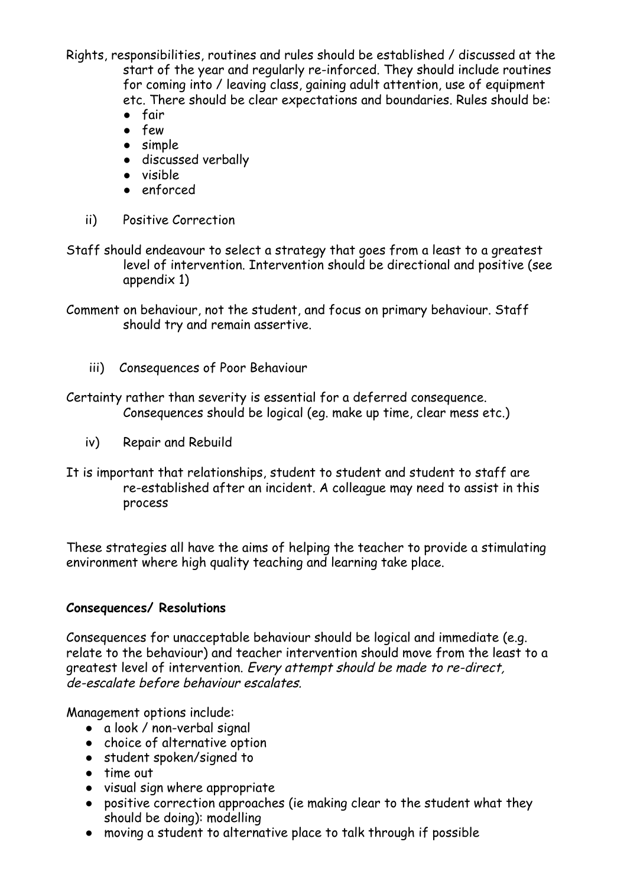Rights, responsibilities, routines and rules should be established / discussed at the start of the year and regularly re-inforced. They should include routines for coming into / leaving class, gaining adult attention, use of equipment etc. There should be clear expectations and boundaries. Rules should be:

- fair
- few
- simple
- discussed verbally
- visible
- enforced

ii) Positive Correction

Staff should endeavour to select a strategy that goes from a least to a greatest level of intervention. Intervention should be directional and positive (see appendix 1)

Comment on behaviour, not the student, and focus on primary behaviour. Staff should try and remain assertive.

iii) Consequences of Poor Behaviour

Certainty rather than severity is essential for a deferred consequence. Consequences should be logical (eg. make up time, clear mess etc.)

iv) Repair and Rebuild

It is important that relationships, student to student and student to staff are re-established after an incident. A colleague may need to assist in this process

These strategies all have the aims of helping the teacher to provide a stimulating environment where high quality teaching and learning take place.

**Consequences/ Resolutions**

Consequences for unacceptable behaviour should be logical and immediate (e.g. relate to the behaviour) and teacher intervention should move from the least to a greatest level of intervention. *Every attempt should be made to re-direct, de-escalate before behaviour escalates.*

Management options include:

- a look / non-verbal signal
- choice of alternative option
- student spoken/signed to
- time out
- visual sign where appropriate
- positive correction approaches (ie making clear to the student what they should be doing): modelling
- moving a student to alternative place to talk through if possible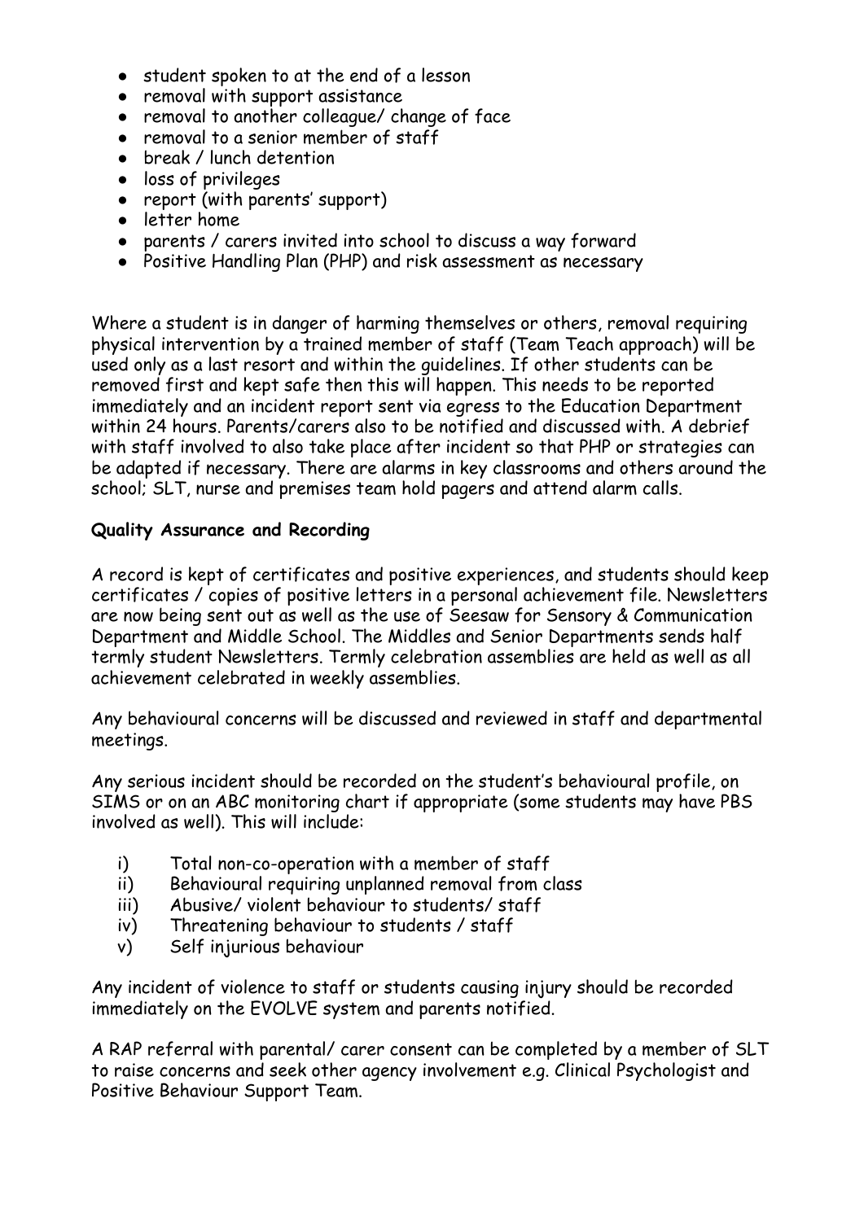- student spoken to at the end of a lesson
- removal with support assistance
- removal to another colleague/ change of face
- removal to a senior member of staff
- break / lunch detention
- loss of privileges
- report (with parents' support)
- letter home
- parents / carers invited into school to discuss a way forward
- Positive Handling Plan (PHP) and risk assessment as necessary

Where a student is in danger of harming themselves or others, removal requiring physical intervention by a trained member of staff (Team Teach approach) will be used only as a last resort and within the guidelines. If other students can be removed first and kept safe then this will happen. This needs to be reported immediately and an incident report sent via egress to the Education Department within 24 hours. Parents/carers also to be notified and discussed with. A debrief with staff involved to also take place after incident so that PHP or strategies can be adapted if necessary. There are alarms in key classrooms and others around the school; SLT, nurse and premises team hold pagers and attend alarm calls.

**Quality Assurance and Recording**

A record is kept of certificates and positive experiences, and students should keep certificates / copies of positive letters in a personal achievement file. Newsletters are now being sent out as well as the use of Seesaw for Sensory & Communication Department and Middle School. The Middles and Senior Departments sends half termly student Newsletters. Termly celebration assemblies are held as well as all achievement celebrated in weekly assemblies.

Any behavioural concerns will be discussed and reviewed in staff and departmental meetings.

Any serious incident should be recorded on the student's behavioural profile, on SIMS or on an ABC monitoring chart if appropriate (some students may have PBS involved as well). This will include:

i) Total non-co-operation with a member of staff
ii) Behavioural requiring unplanned removal from class
iii) Abusive/ violent behaviour to students/ staff
iv) Threatening behaviour to students / staff
v) Self injurious behaviour

Any incident of violence to staff or students causing injury should be recorded immediately on the EVOLVE system and parents notified.

A RAP referral with parental/ carer consent can be completed by a member of SLT to raise concerns and seek other agency involvement e.g. Clinical Psychologist and Positive Behaviour Support Team.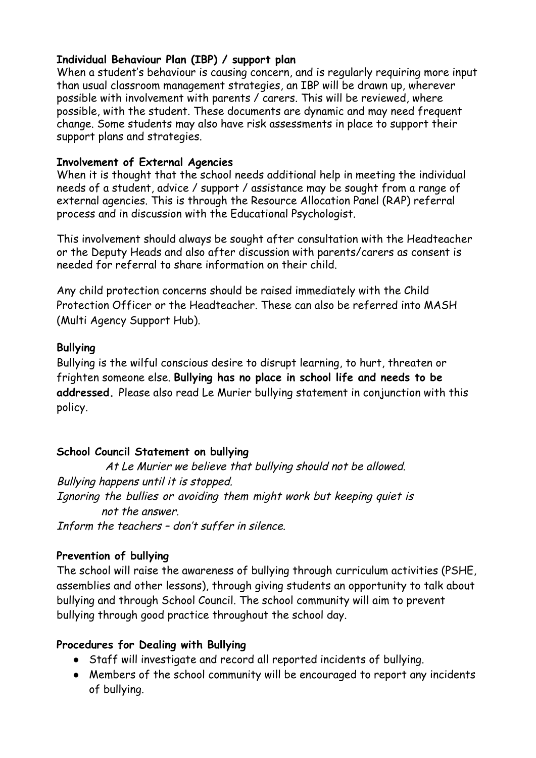**Individual Behaviour Plan (IBP) / support plan**

When a student's behaviour is causing concern, and is regularly requiring more input than usual classroom management strategies, an IBP will be drawn up, wherever possible with involvement with parents / carers. This will be reviewed, where possible, with the student. These documents are dynamic and may need frequent change. Some students may also have risk assessments in place to support their support plans and strategies.

**Involvement of External Agencies**

When it is thought that the school needs additional help in meeting the individual needs of a student, advice / support / assistance may be sought from a range of external agencies. This is through the Resource Allocation Panel (RAP) referral process and in discussion with the Educational Psychologist.

This involvement should always be sought after consultation with the Headteacher or the Deputy Heads and also after discussion with parents/carers as consent is needed for referral to share information on their child.

Any child protection concerns should be raised immediately with the Child Protection Officer or the Headteacher. These can also be referred into MASH (Multi Agency Support Hub).

**Bullying**

Bullying is the wilful conscious desire to disrupt learning, to hurt, threaten or frighten someone else. **Bullying has no place in school life and needs to be addressed.** Please also read Le Murier bullying statement in conjunction with this policy.

**School Council Statement on bullying**

*At Le Murier we believe that bullying should not be allowed.*
*Bullying happens until it is stopped.*
*Ignoring the bullies or avoiding them might work but keeping quiet is not the answer.*
*Inform the teachers – don't suffer in silence.*

**Prevention of bullying**

The school will raise the awareness of bullying through curriculum activities (PSHE, assemblies and other lessons), through giving students an opportunity to talk about bullying and through School Council. The school community will aim to prevent bullying through good practice throughout the school day.

**Procedures for Dealing with Bullying**

- Staff will investigate and record all reported incidents of bullying.
- Members of the school community will be encouraged to report any incidents of bullying.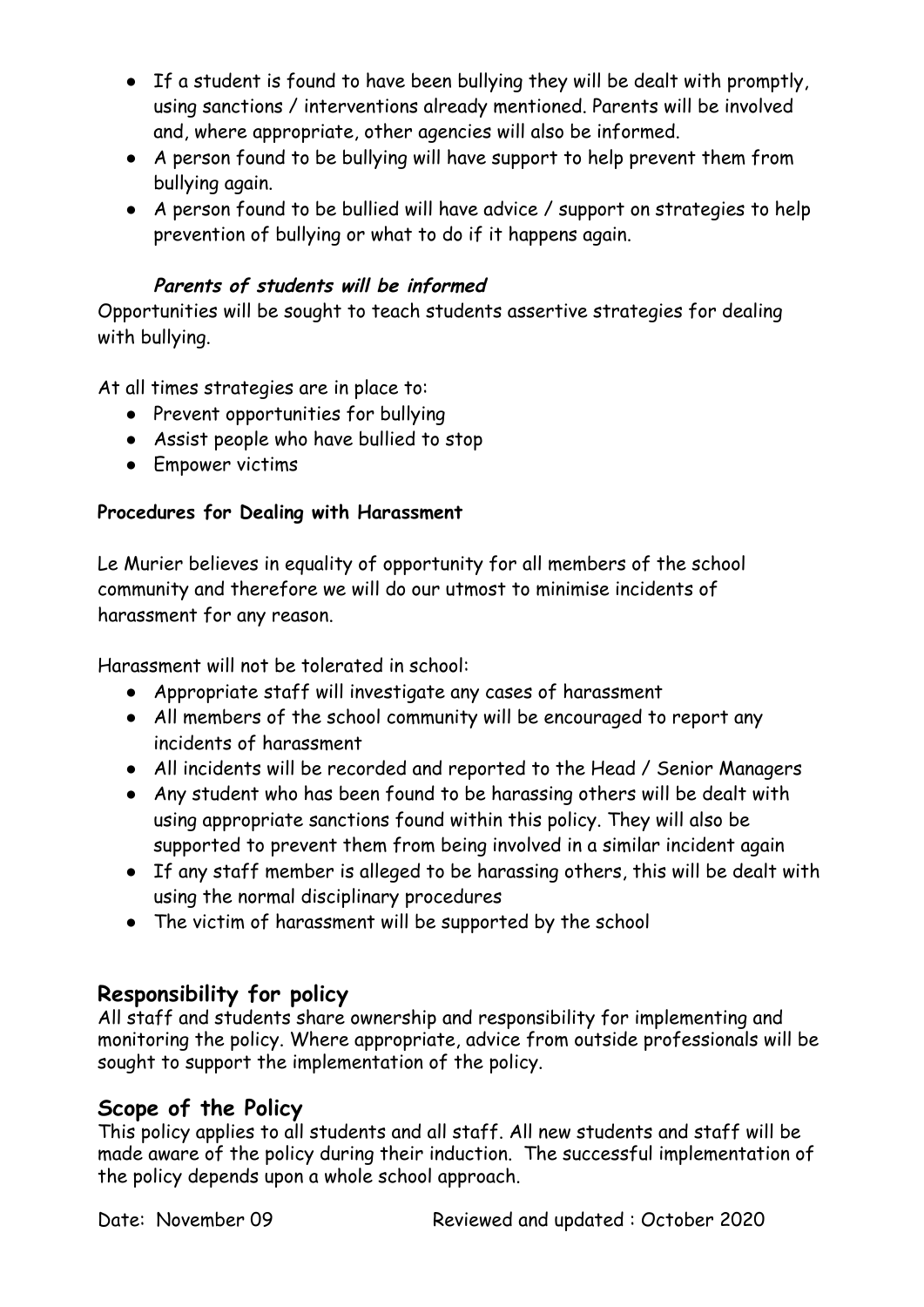- If a student is found to have been bullying they will be dealt with promptly, using sanctions / interventions already mentioned. Parents will be involved and, where appropriate, other agencies will also be informed.
- A person found to be bullying will have support to help prevent them from bullying again.
- A person found to be bullied will have advice / support on strategies to help prevention of bullying or what to do if it happens again.

***Parents of students will be informed***

Opportunities will be sought to teach students assertive strategies for dealing with bullying.

At all times strategies are in place to:

- Prevent opportunities for bullying
- Assist people who have bullied to stop
- Empower victims

**Procedures for Dealing with Harassment**

Le Murier believes in equality of opportunity for all members of the school community and therefore we will do our utmost to minimise incidents of harassment for any reason.

Harassment will not be tolerated in school:

- Appropriate staff will investigate any cases of harassment
- All members of the school community will be encouraged to report any incidents of harassment
- All incidents will be recorded and reported to the Head / Senior Managers
- Any student who has been found to be harassing others will be dealt with using appropriate sanctions found within this policy. They will also be supported to prevent them from being involved in a similar incident again
- If any staff member is alleged to be harassing others, this will be dealt with using the normal disciplinary procedures
- The victim of harassment will be supported by the school

## Responsibility for policy

All staff and students share ownership and responsibility for implementing and monitoring the policy. Where appropriate, advice from outside professionals will be sought to support the implementation of the policy.

## Scope of the Policy

This policy applies to all students and all staff. All new students and staff will be made aware of the policy during their induction. The successful implementation of the policy depends upon a whole school approach.

Date: November 09 Reviewed and updated : October 2020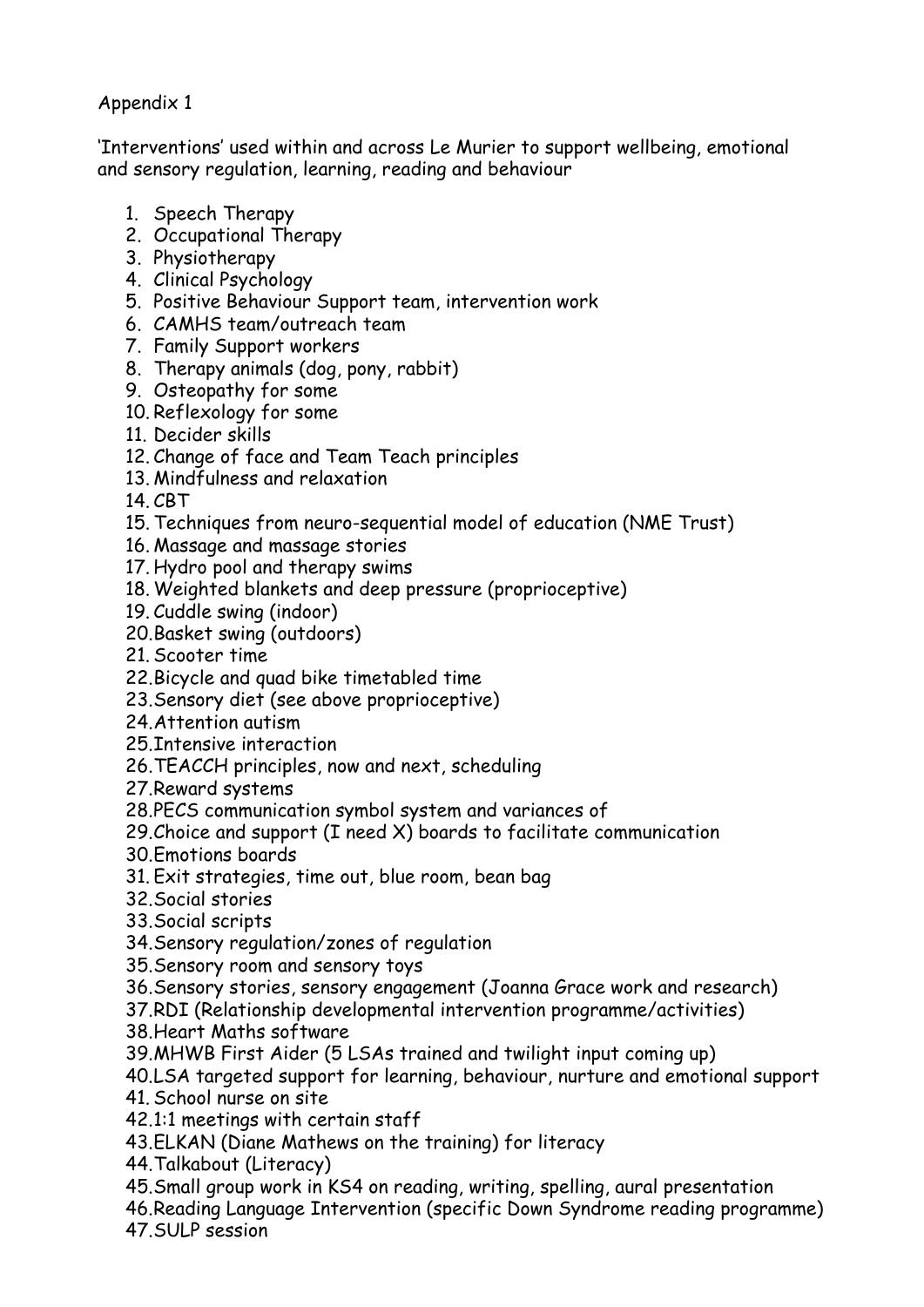Appendix 1

'Interventions' used within and across Le Murier to support wellbeing, emotional and sensory regulation, learning, reading and behaviour

1. Speech Therapy
2. Occupational Therapy
3. Physiotherapy
4. Clinical Psychology
5. Positive Behaviour Support team, intervention work
6. CAMHS team/outreach team
7. Family Support workers
8. Therapy animals (dog, pony, rabbit)
9. Osteopathy for some
10. Reflexology for some
11. Decider skills
12. Change of face and Team Teach principles
13. Mindfulness and relaxation
14. CBT
15. Techniques from neuro-sequential model of education (NME Trust)
16. Massage and massage stories
17. Hydro pool and therapy swims
18. Weighted blankets and deep pressure (proprioceptive)
19. Cuddle swing (indoor)
20. Basket swing (outdoors)
21. Scooter time
22. Bicycle and quad bike timetabled time
23. Sensory diet (see above proprioceptive)
24. Attention autism
25. Intensive interaction
26. TEACCH principles, now and next, scheduling
27. Reward systems
28. PECS communication symbol system and variances of
29. Choice and support (I need X) boards to facilitate communication
30. Emotions boards
31. Exit strategies, time out, blue room, bean bag
32. Social stories
33. Social scripts
34. Sensory regulation/zones of regulation
35. Sensory room and sensory toys
36. Sensory stories, sensory engagement (Joanna Grace work and research)
37. RDI (Relationship developmental intervention programme/activities)
38. Heart Maths software
39. MHWB First Aider (5 LSAs trained and twilight input coming up)
40. LSA targeted support for learning, behaviour, nurture and emotional support
41. School nurse on site
42. 1:1 meetings with certain staff
43. ELKAN (Diane Mathews on the training) for literacy
44. Talkabout (Literacy)
45. Small group work in KS4 on reading, writing, spelling, aural presentation
46. Reading Language Intervention (specific Down Syndrome reading programme)
47. SULP session